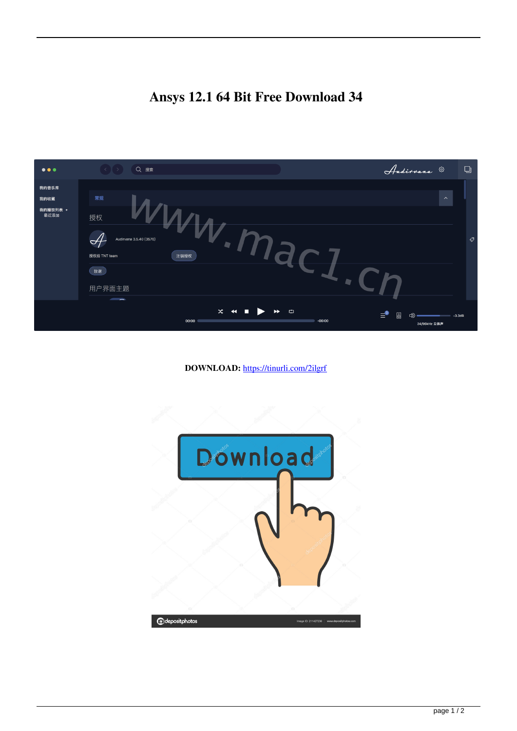# Ansys 12.1 64 Bit Free Download 34

**DOWNLOAD:** https://tinurli.com/2ilgrf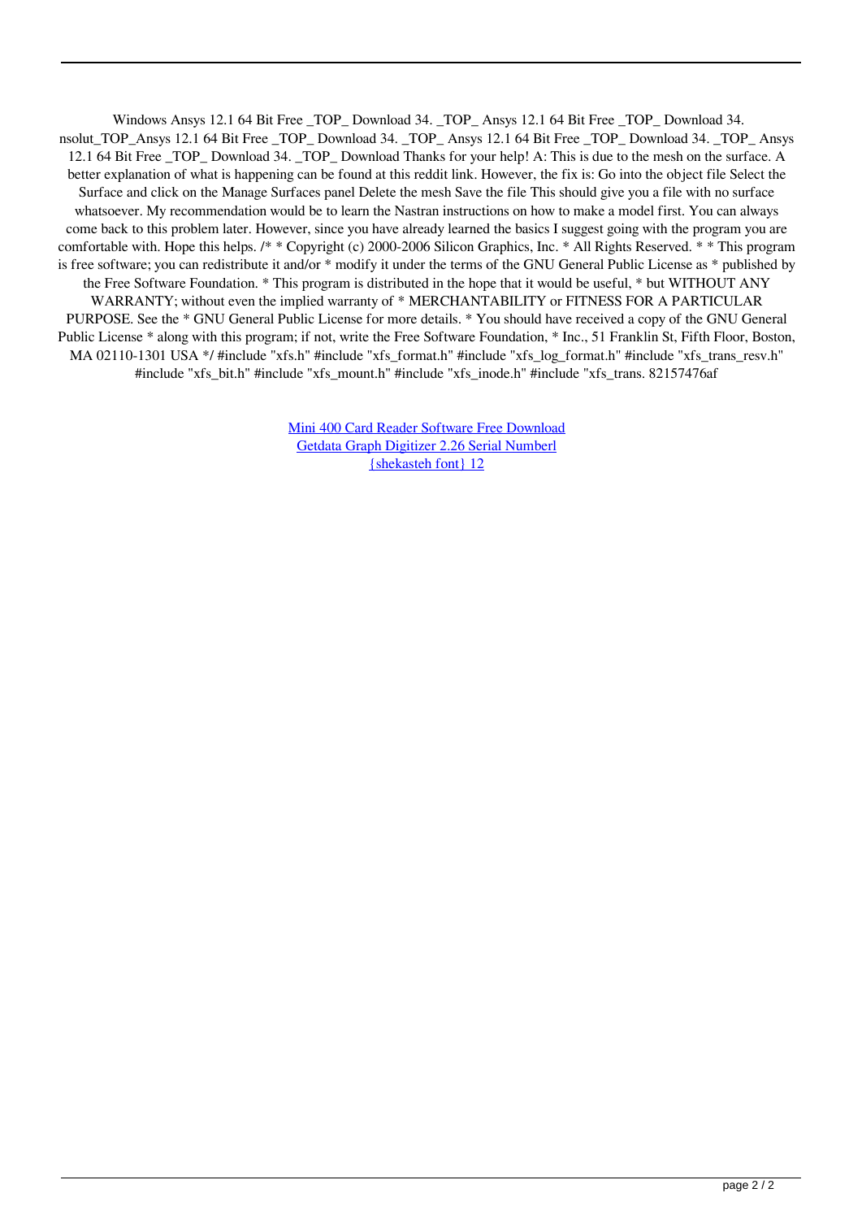Windows Ansys 12.1 64 Bit Free _TOP_ Download 34. _TOP_ Ansys 12.1 64 Bit Free _TOP_ Download 34. nsolut_TOP_Ansys 12.1 64 Bit Free _TOP_ Download 34. _TOP_ Ansys 12.1 64 Bit Free _TOP_ Download 34. _TOP_ Ansys 12.1 64 Bit Free _TOP_ Download 34. _TOP_ Download Thanks for your help! A: This is due to the mesh on the surface. A better explanation of what is happening can be found at this reddit link. However, the fix is: Go into the object file Select the Surface and click on the Manage Surfaces panel Delete the mesh Save the file This should give you a file with no surface whatsoever. My recommendation would be to learn the Nastran instructions on how to make a model first. You can always come back to this problem later. However, since you have already learned the basics I suggest going with the program you are comfortable with. Hope this helps. /* * Copyright (c) 2000-2006 Silicon Graphics, Inc. * All Rights Reserved. * * This program is free software; you can redistribute it and/or * modify it under the terms of the GNU General Public License as * published by the Free Software Foundation. * This program is distributed in the hope that it would be useful, * but WITHOUT ANY WARRANTY; without even the implied warranty of * MERCHANTABILITY or FITNESS FOR A PARTICULAR PURPOSE. See the * GNU General Public License for more details. * You should have received a copy of the GNU General Public License * along with this program; if not, write the Free Software Foundation, * Inc., 51 Franklin St, Fifth Floor, Boston, MA 02110-1301 USA */ #include "xfs.h" #include "xfs_format.h" #include "xfs_log_format.h" #include "xfs_trans_resv.h" #include "xfs_bit.h" #include "xfs_mount.h" #include "xfs_inode.h" #include "xfs_trans. 82157476af

[Mini 400 Card Reader Software Free Download]()
[Getdata Graph Digitizer 2.26 Serial Numberl]()
[{shekasteh font} 12]()